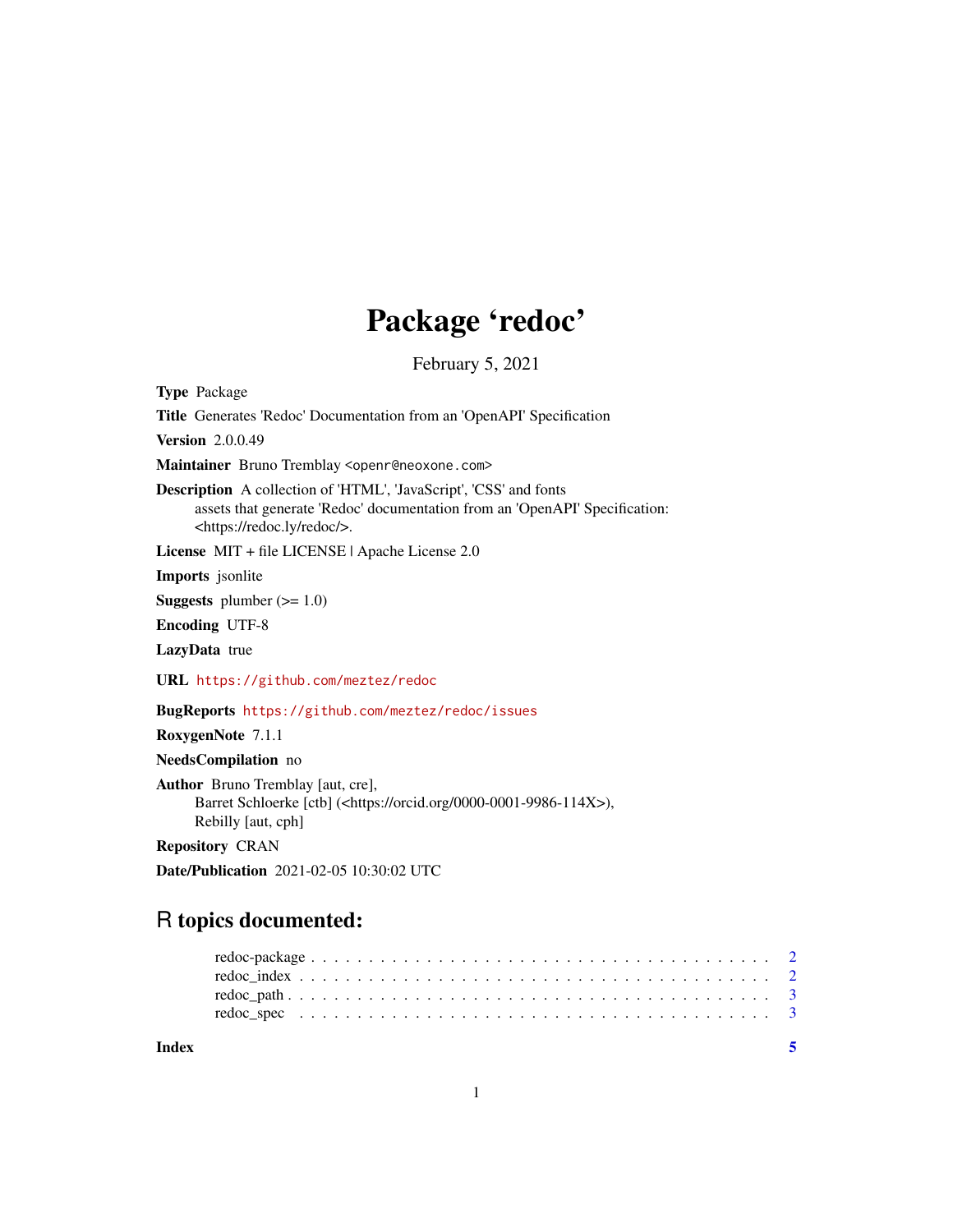# Package 'redoc'

February 5, 2021

**Type** Package

**Title** Generates 'Redoc' Documentation from an 'OpenAPI' Specification

**Version** 2.0.0.49

**Maintainer** Bruno Tremblay <openr@neoxone.com>

**Description** A collection of 'HTML', 'JavaScript', 'CSS' and fonts
assets that generate 'Redoc' documentation from an 'OpenAPI' Specification:
<https://redoc.ly/redoc/>.

**License** MIT + file LICENSE | Apache License 2.0

**Imports** jsonlite

**Suggests** plumber (>= 1.0)

**Encoding** UTF-8

**LazyData** true

**URL** https://github.com/meztez/redoc

**BugReports** https://github.com/meztez/redoc/issues

**RoxygenNote** 7.1.1

**NeedsCompilation** no

**Author** Bruno Tremblay [aut, cre],
Barret Schloerke [ctb] (<https://orcid.org/0000-0001-9986-114X>),
Rebilly [aut, cph]

**Repository** CRAN

**Date/Publication** 2021-02-05 10:30:02 UTC

## R topics documented:

- redoc-package . . . . . . . . . . . . . . . . . . . . . . . . . . . . . . . . . . . . . 2
- redoc_index . . . . . . . . . . . . . . . . . . . . . . . . . . . . . . . . . . . . . . 2
- redoc_path . . . . . . . . . . . . . . . . . . . . . . . . . . . . . . . . . . . . . . . 3
- redoc_spec . . . . . . . . . . . . . . . . . . . . . . . . . . . . . . . . . . . . . . . 3

**Index** 5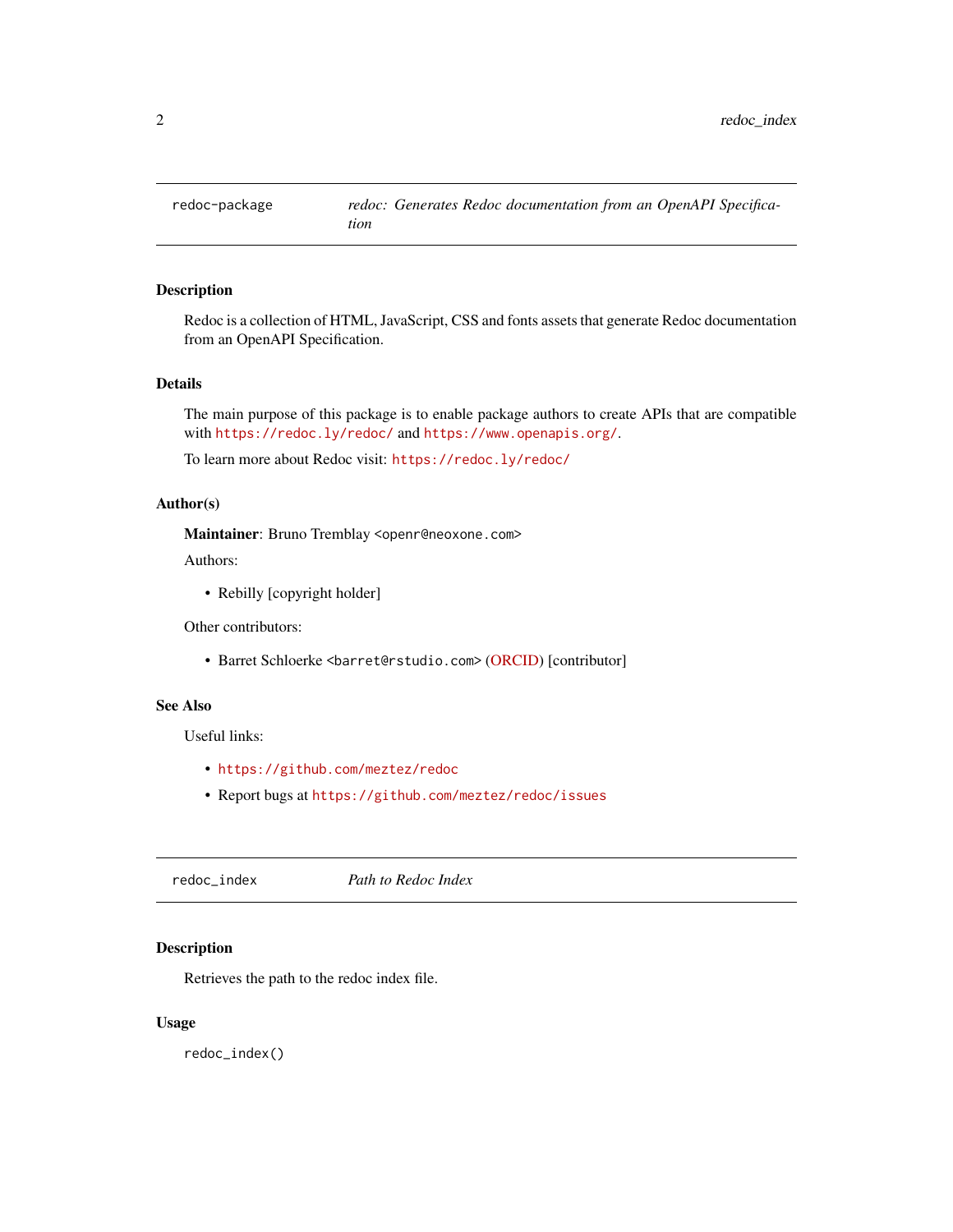## redoc-package — *redoc: Generates Redoc documentation from an OpenAPI Specification*

### Description

Redoc is a collection of HTML, JavaScript, CSS and fonts assets that generate Redoc documentation from an OpenAPI Specification.

### Details

The main purpose of this package is to enable package authors to create APIs that are compatible with `https://redoc.ly/redoc/` and `https://www.openapis.org/`.

To learn more about Redoc visit: `https://redoc.ly/redoc/`

### Author(s)

**Maintainer**: Bruno Tremblay `<openr@neoxone.com>`

Authors:

- Rebilly [copyright holder]

Other contributors:

- Barret Schloerke `<barret@rstudio.com>` (ORCID) [contributor]

### See Also

Useful links:

- `https://github.com/meztez/redoc`
- Report bugs at `https://github.com/meztez/redoc/issues`

## redoc_index — *Path to Redoc Index*

### Description

Retrieves the path to the redoc index file.

### Usage

```
redoc_index()
```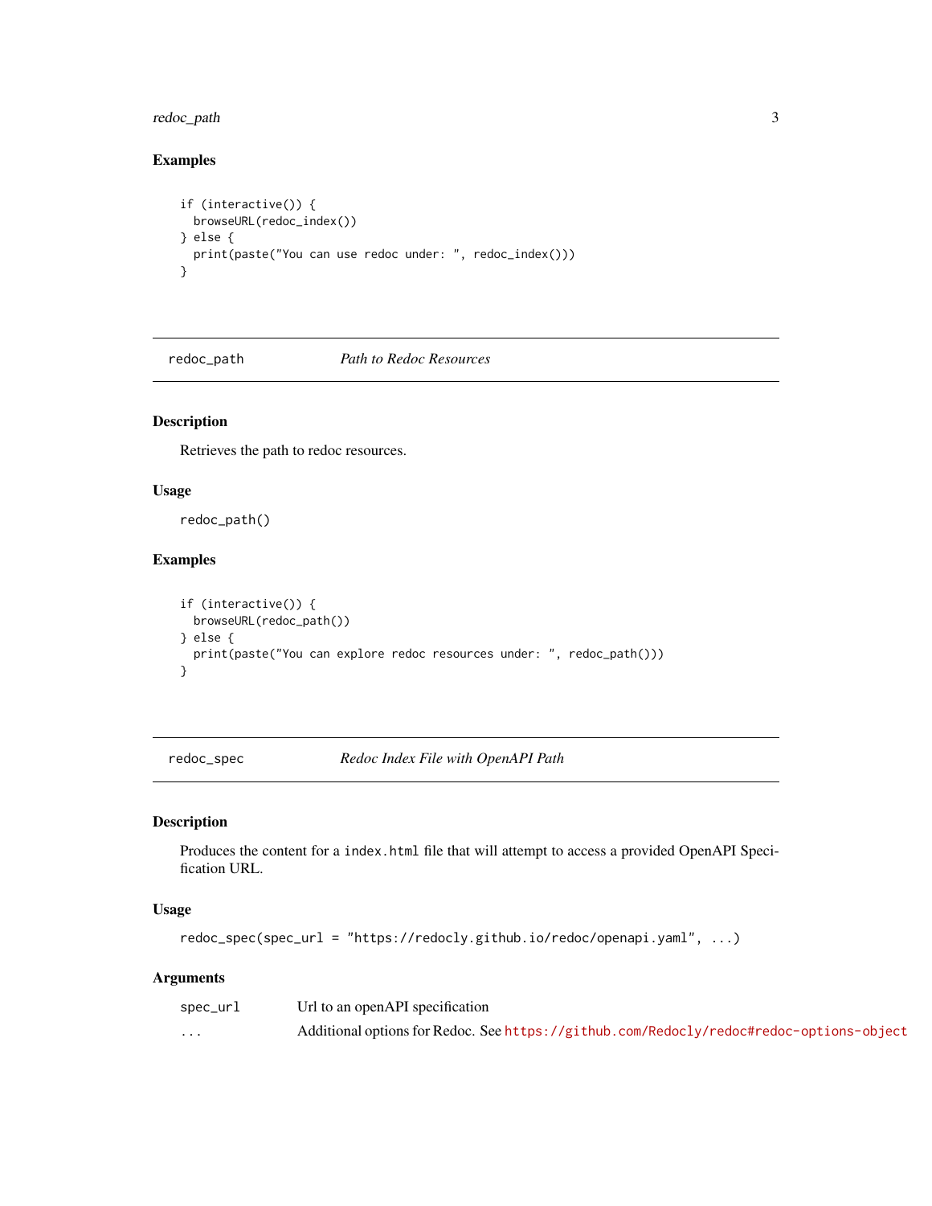### Examples

```
if (interactive()) {
  browseURL(redoc_index())
} else {
  print(paste("You can use redoc under: ", redoc_index()))
}
```

---

## redoc_path — *Path to Redoc Resources*

---

### Description

Retrieves the path to redoc resources.

### Usage

```
redoc_path()
```

### Examples

```
if (interactive()) {
  browseURL(redoc_path())
} else {
  print(paste("You can explore redoc resources under: ", redoc_path()))
}
```

---

## redoc_spec — *Redoc Index File with OpenAPI Path*

---

### Description

Produces the content for a `index.html` file that will attempt to access a provided OpenAPI Specification URL.

### Usage

```
redoc_spec(spec_url = "https://redocly.github.io/redoc/openapi.yaml", ...)
```

### Arguments

| | |
|---|---|
| `spec_url` | Url to an openAPI specification |
| `...` | Additional options for Redoc. See https://github.com/Redocly/redoc#redoc-options-object |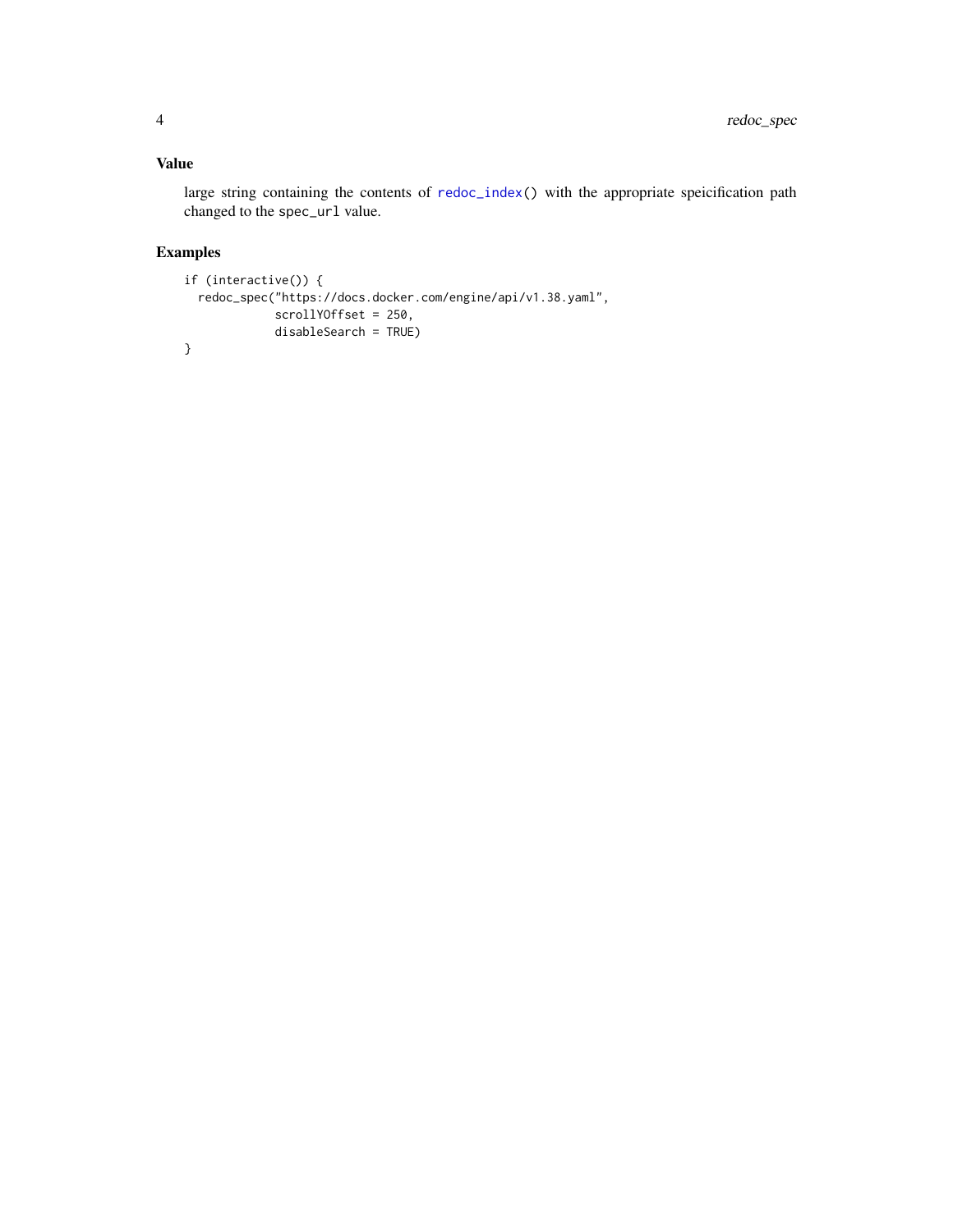## Value

large string containing the contents of `redoc_index()` with the appropriate speicification path changed to the `spec_url` value.

## Examples

```
if (interactive()) {
  redoc_spec("https://docs.docker.com/engine/api/v1.38.yaml",
             scrollYOffset = 250,
             disableSearch = TRUE)
}
```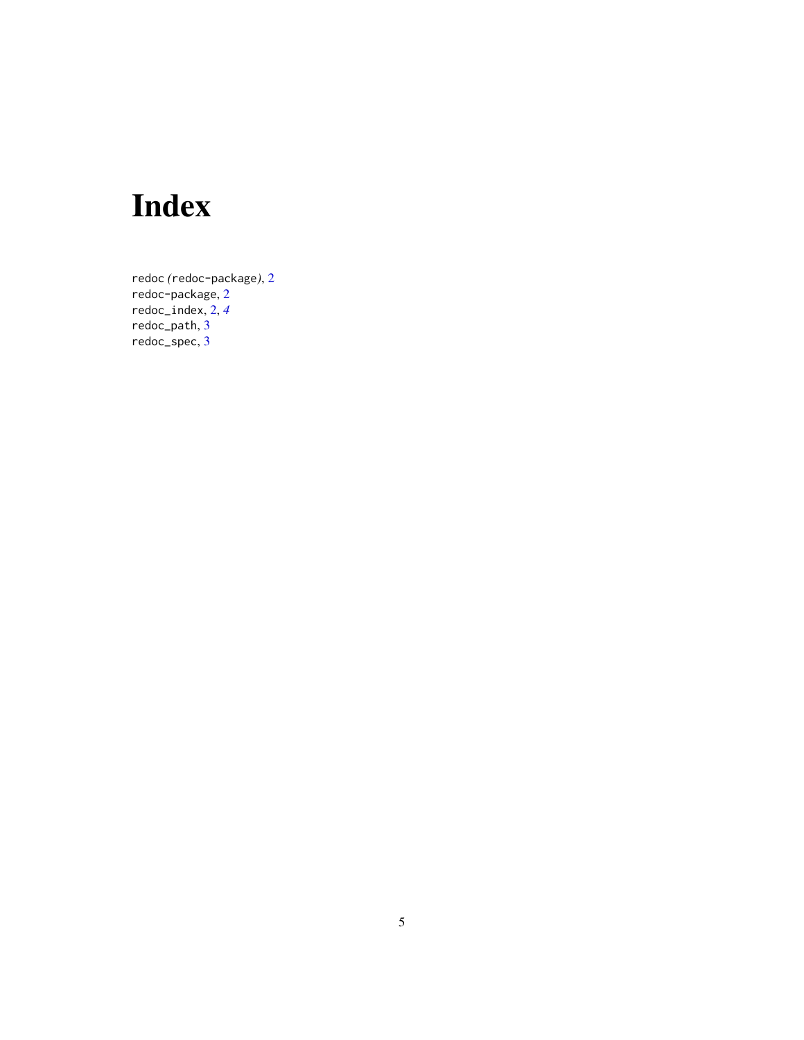# Index

redoc (redoc-package), 2
redoc-package, 2
redoc_index, 2, *4*
redoc_path, 3
redoc_spec, 3